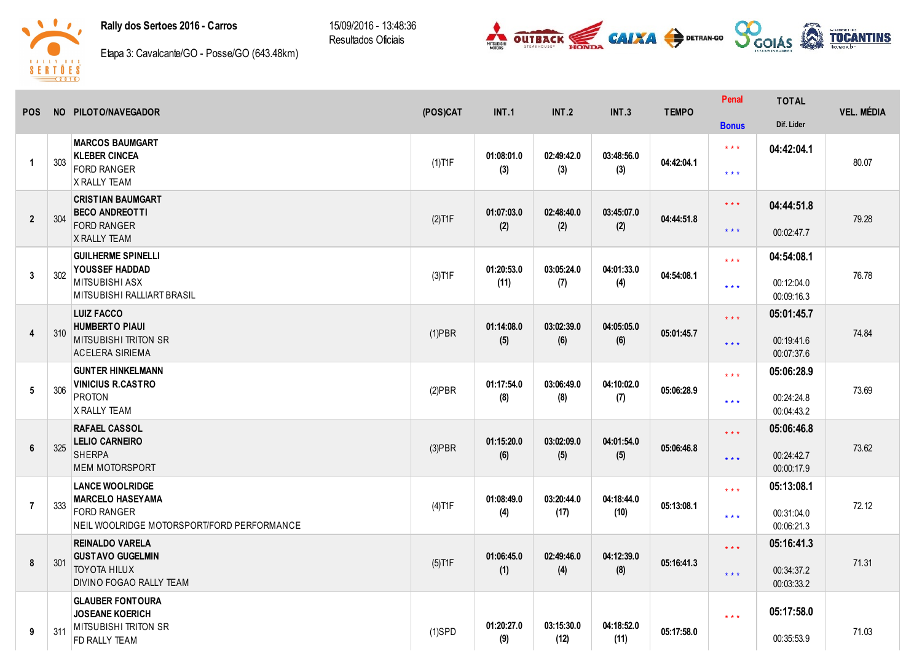**Rally dos Sertoes 2016 - Carros**

Etapa 3: Cavalcante/GO - Posse/GO (643.48km)

15/09/2016 - 13:48:36

Resultados Oficiais

| POS | NO | PILOTO/NAVEGADOR | (POS)CAT | INT.1 | INT.2 | INT.3 | TEMPO | Penal / Bonus | TOTAL / Dif. Lider | VEL. MÉDIA |
|---|---|---|---|---|---|---|---|---|---|---|
| 1 | 303 | **MARCOS BAUMGART**<br>**KLEBER CINCEA**<br>FORD RANGER<br>X RALLY TEAM | (1)T1F | 01:08:01.0<br>(3) | 02:49:42.0<br>(3) | 03:48:56.0<br>(3) | 04:42:04.1 | * * *<br>* * * | 04:42:04.1 | 80.07 |
| 2 | 304 | **CRISTIAN BAUMGART**<br>**BECO ANDREOTTI**<br>FORD RANGER<br>X RALLY TEAM | (2)T1F | 01:07:03.0<br>(2) | 02:48:40.0<br>(2) | 03:45:07.0<br>(2) | 04:44:51.8 | * * *<br>* * * | 04:44:51.8<br>00:02:47.7 | 79.28 |
| 3 | 302 | **GUILHERME SPINELLI**<br>**YOUSSEF HADDAD**<br>MITSUBISHI ASX<br>MITSUBISHI RALLIART BRASIL | (3)T1F | 01:20:53.0<br>(11) | 03:05:24.0<br>(7) | 04:01:33.0<br>(4) | 04:54:08.1 | * * *<br>* * * | 04:54:08.1<br>00:12:04.0<br>00:09:16.3 | 76.78 |
| 4 | 310 | **LUIZ FACCO**<br>**HUMBERTO PIAUI**<br>MITSUBISHI TRITON SR<br>ACELERA SIRIEMA | (1)PBR | 01:14:08.0<br>(5) | 03:02:39.0<br>(6) | 04:05:05.0<br>(6) | 05:01:45.7 | * * *<br>* * * | 05:01:45.7<br>00:19:41.6<br>00:07:37.6 | 74.84 |
| 5 | 306 | **GUNTER HINKELMANN**<br>**VINICIUS R.CASTRO**<br>PROTON<br>X RALLY TEAM | (2)PBR | 01:17:54.0<br>(8) | 03:06:49.0<br>(8) | 04:10:02.0<br>(7) | 05:06:28.9 | * * *<br>* * * | 05:06:28.9<br>00:24:24.8<br>00:04:43.2 | 73.69 |
| 6 | 325 | **RAFAEL CASSOL**<br>**LELIO CARNEIRO**<br>SHERPA<br>MEM MOTORSPORT | (3)PBR | 01:15:20.0<br>(6) | 03:02:09.0<br>(5) | 04:01:54.0<br>(5) | 05:06:46.8 | * * *<br>* * * | 05:06:46.8<br>00:24:42.7<br>00:00:17.9 | 73.62 |
| 7 | 333 | **LANCE WOOLRIDGE**<br>**MARCELO HASEYAMA**<br>FORD RANGER<br>NEIL WOOLRIDGE MOTORSPORT/FORD PERFORMANCE | (4)T1F | 01:08:49.0<br>(4) | 03:20:44.0<br>(17) | 04:18:44.0<br>(10) | 05:13:08.1 | * * *<br>* * * | 05:13:08.1<br>00:31:04.0<br>00:06:21.3 | 72.12 |
| 8 | 301 | **REINALDO VARELA**<br>**GUSTAVO GUGELMIN**<br>TOYOTA HILUX<br>DIVINO FOGAO RALLY TEAM | (5)T1F | 01:06:45.0<br>(1) | 02:49:46.0<br>(4) | 04:12:39.0<br>(8) | 05:16:41.3 | * * *<br>* * * | 05:16:41.3<br>00:34:37.2<br>00:03:33.2 | 71.31 |
| 9 | 311 | **GLAUBER FONTOURA**<br>**JOSEANE KOERICH**<br>MITSUBISHI TRITON SR<br>FD RALLY TEAM | (1)SPD | 01:20:27.0<br>(9) | 03:15:30.0<br>(12) | 04:18:52.0<br>(11) | 05:17:58.0 | * * * | 05:17:58.0<br>00:35:53.9 | 71.03 |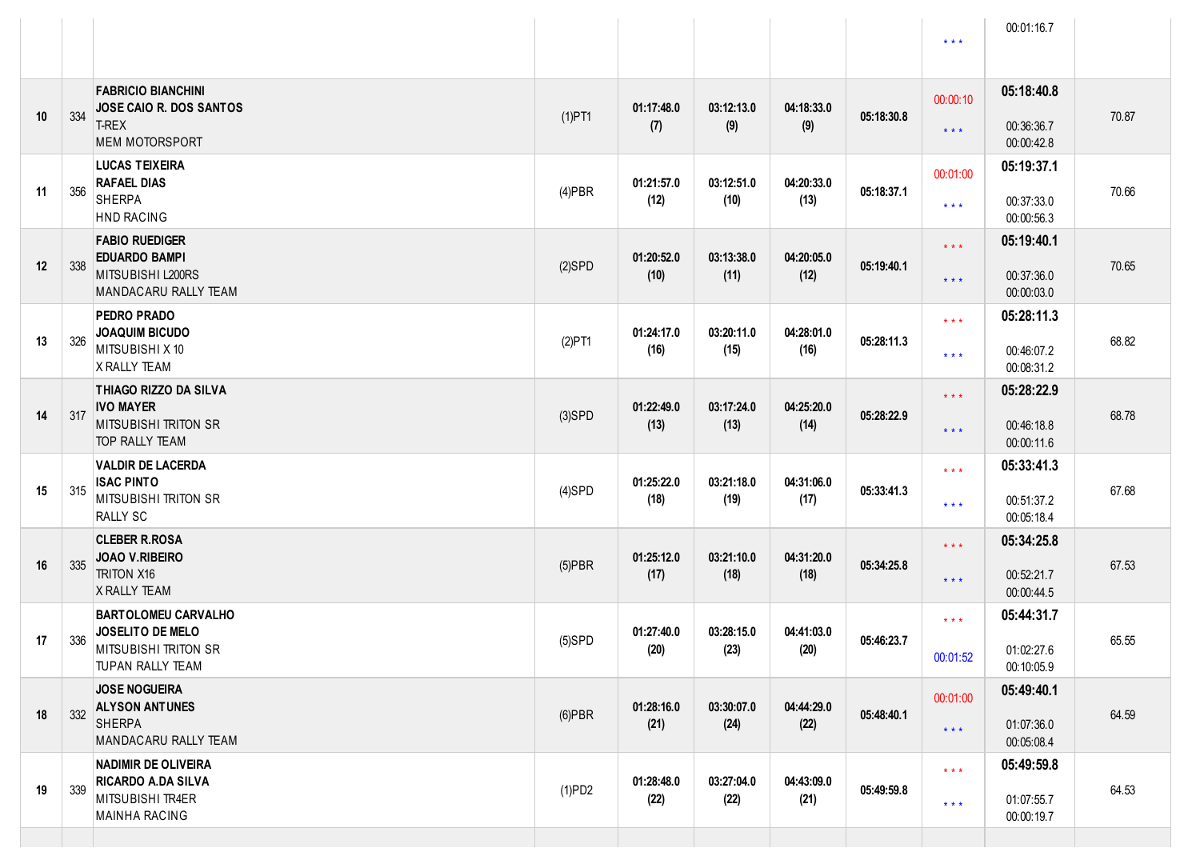| | | | | | | | | | | |
|---|---|---|---|---|---|---|---|---|---|---|
| | | | | | | | | * * * | 00:01:16.7 | |
| 10 | 334 | **FABRICIO BIANCHINI**<br>**JOSE CAIO R. DOS SANTOS**<br>T-REX<br>MEM MOTORSPORT | (1)PT1 | **01:17:48.0**<br>**(7)** | **03:12:13.0**<br>**(9)** | **04:18:33.0**<br>**(9)** | **05:18:30.8** | 00:00:10<br>* * * | **05:18:40.8**<br>00:36:36.7<br>00:00:42.8 | 70.87 |
| 11 | 356 | **LUCAS TEIXEIRA**<br>**RAFAEL DIAS**<br>SHERPA<br>HND RACING | (4)PBR | **01:21:57.0**<br>**(12)** | **03:12:51.0**<br>**(10)** | **04:20:33.0**<br>**(13)** | **05:18:37.1** | 00:01:00<br>* * * | **05:19:37.1**<br>00:37:33.0<br>00:00:56.3 | 70.66 |
| 12 | 338 | **FABIO RUEDIGER**<br>**EDUARDO BAMPI**<br>MITSUBISHI L200RS<br>MANDACARU RALLY TEAM | (2)SPD | **01:20:52.0**<br>**(10)** | **03:13:38.0**<br>**(11)** | **04:20:05.0**<br>**(12)** | **05:19:40.1** | * * *<br>* * * | **05:19:40.1**<br>00:37:36.0<br>00:00:03.0 | 70.65 |
| 13 | 326 | **PEDRO PRADO**<br>**JOAQUIM BICUDO**<br>MITSUBISHI X 10<br>X RALLY TEAM | (2)PT1 | **01:24:17.0**<br>**(16)** | **03:20:11.0**<br>**(15)** | **04:28:01.0**<br>**(16)** | **05:28:11.3** | * * *<br>* * * | **05:28:11.3**<br>00:46:07.2<br>00:08:31.2 | 68.82 |
| 14 | 317 | **THIAGO RIZZO DA SILVA**<br>**IVO MAYER**<br>MITSUBISHI TRITON SR<br>TOP RALLY TEAM | (3)SPD | **01:22:49.0**<br>**(13)** | **03:17:24.0**<br>**(13)** | **04:25:20.0**<br>**(14)** | **05:28:22.9** | * * *<br>* * * | **05:28:22.9**<br>00:46:18.8<br>00:00:11.6 | 68.78 |
| 15 | 315 | **VALDIR DE LACERDA**<br>**ISAC PINTO**<br>MITSUBISHI TRITON SR<br>RALLY SC | (4)SPD | **01:25:22.0**<br>**(18)** | **03:21:18.0**<br>**(19)** | **04:31:06.0**<br>**(17)** | **05:33:41.3** | * * *<br>* * * | **05:33:41.3**<br>00:51:37.2<br>00:05:18.4 | 67.68 |
| 16 | 335 | **CLEBER R.ROSA**<br>**JOAO V.RIBEIRO**<br>TRITON X16<br>X RALLY TEAM | (5)PBR | **01:25:12.0**<br>**(17)** | **03:21:10.0**<br>**(18)** | **04:31:20.0**<br>**(18)** | **05:34:25.8** | * * *<br>* * * | **05:34:25.8**<br>00:52:21.7<br>00:00:44.5 | 67.53 |
| 17 | 336 | **BARTOLOMEU CARVALHO**<br>**JOSELITO DE MELO**<br>MITSUBISHI TRITON SR<br>TUPAN RALLY TEAM | (5)SPD | **01:27:40.0**<br>**(20)** | **03:28:15.0**<br>**(23)** | **04:41:03.0**<br>**(20)** | **05:46:23.7** | * * *<br>00:01:52 | **05:44:31.7**<br>01:02:27.6<br>00:10:05.9 | 65.55 |
| 18 | 332 | **JOSE NOGUEIRA**<br>**ALYSON ANTUNES**<br>SHERPA<br>MANDACARU RALLY TEAM | (6)PBR | **01:28:16.0**<br>**(21)** | **03:30:07.0**<br>**(24)** | **04:44:29.0**<br>**(22)** | **05:48:40.1** | 00:01:00<br>* * * | **05:49:40.1**<br>01:07:36.0<br>00:05:08.4 | 64.59 |
| 19 | 339 | **NADIMIR DE OLIVEIRA**<br>**RICARDO A.DA SILVA**<br>MITSUBISHI TR4ER<br>MAINHA RACING | (1)PD2 | **01:28:48.0**<br>**(22)** | **03:27:04.0**<br>**(22)** | **04:43:09.0**<br>**(21)** | **05:49:59.8** | * * *<br>* * * | **05:49:59.8**<br>01:07:55.7<br>00:00:19.7 | 64.53 |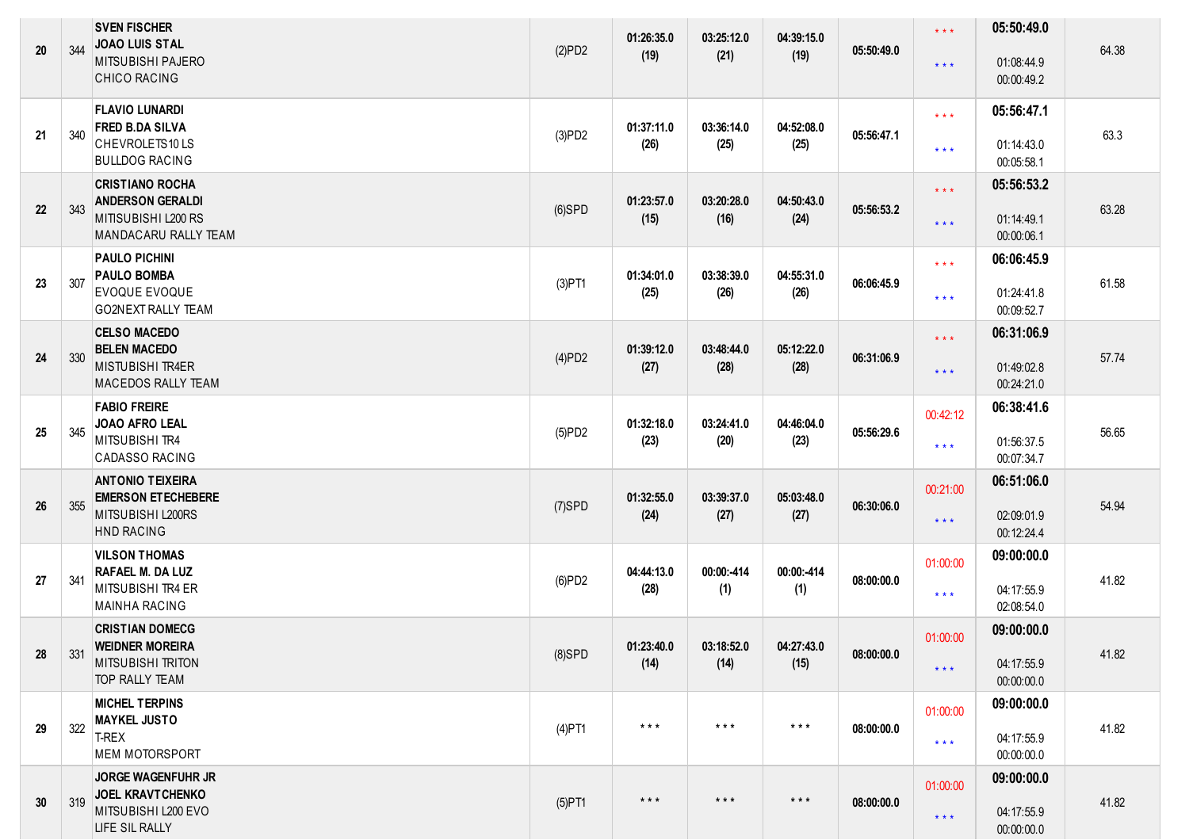| 20 | 344 | SVEN FISCHER<br>JOAO LUIS STAL<br>MITSUBISHI PAJERO<br>CHICO RACING | (2)PD2 | 01:26:35.0<br>(19) | 03:25:12.0<br>(21) | 04:39:15.0<br>(19) | 05:50:49.0 | * * *<br><br>* * * | 05:50:49.0<br><br>01:08:44.9<br>00:00:49.2 | 64.38 |
|---|---|---|---|---|---|---|---|---|---|---|
| 21 | 340 | FLAVIO LUNARDI<br>FRED B.DA SILVA<br>CHEVROLETS10 LS<br>BULLDOG RACING | (3)PD2 | 01:37:11.0<br>(26) | 03:36:14.0<br>(25) | 04:52:08.0<br>(25) | 05:56:47.1 | * * *<br><br>* * * | 05:56:47.1<br><br>01:14:43.0<br>00:05:58.1 | 63.3 |
| 22 | 343 | CRISTIANO ROCHA<br>ANDERSON GERALDI<br>MITISUBISHI L200 RS<br>MANDACARU RALLY TEAM | (6)SPD | 01:23:57.0<br>(15) | 03:20:28.0<br>(16) | 04:50:43.0<br>(24) | 05:56:53.2 | * * *<br><br>* * * | 05:56:53.2<br><br>01:14:49.1<br>00:00:06.1 | 63.28 |
| 23 | 307 | PAULO PICHINI<br>PAULO BOMBA<br>EVOQUE EVOQUE<br>GO2NEXT RALLY TEAM | (3)PT1 | 01:34:01.0<br>(25) | 03:38:39.0<br>(26) | 04:55:31.0<br>(26) | 06:06:45.9 | * * *<br><br>* * * | 06:06:45.9<br><br>01:24:41.8<br>00:09:52.7 | 61.58 |
| 24 | 330 | CELSO MACEDO<br>BELEN MACEDO<br>MISTUBISHI TR4ER<br>MACEDOS RALLY TEAM | (4)PD2 | 01:39:12.0<br>(27) | 03:48:44.0<br>(28) | 05:12:22.0<br>(28) | 06:31:06.9 | * * *<br><br>* * * | 06:31:06.9<br><br>01:49:02.8<br>00:24:21.0 | 57.74 |
| 25 | 345 | FABIO FREIRE<br>JOAO AFRO LEAL<br>MITSUBISHI TR4<br>CADASSO RACING | (5)PD2 | 01:32:18.0<br>(23) | 03:24:41.0<br>(20) | 04:46:04.0<br>(23) | 05:56:29.6 | 00:42:12<br><br>* * * | 06:38:41.6<br><br>01:56:37.5<br>00:07:34.7 | 56.65 |
| 26 | 355 | ANTONIO TEIXEIRA<br>EMERSON ETECHEBERE<br>MITSUBISHI L200RS<br>HND RACING | (7)SPD | 01:32:55.0<br>(24) | 03:39:37.0<br>(27) | 05:03:48.0<br>(27) | 06:30:06.0 | 00:21:00<br><br>* * * | 06:51:06.0<br><br>02:09:01.9<br>00:12:24.4 | 54.94 |
| 27 | 341 | VILSON THOMAS<br>RAFAEL M. DA LUZ<br>MITSUBISHI TR4 ER<br>MAINHA RACING | (6)PD2 | 04:44:13.0<br>(28) | 00:00:-414<br>(1) | 00:00:-414<br>(1) | 08:00:00.0 | 01:00:00<br><br>* * * | 09:00:00.0<br><br>04:17:55.9<br>02:08:54.0 | 41.82 |
| 28 | 331 | CRISTIAN DOMECG<br>WEIDNER MOREIRA<br>MITSUBISHI TRITON<br>TOP RALLY TEAM | (8)SPD | 01:23:40.0<br>(14) | 03:18:52.0<br>(14) | 04:27:43.0<br>(15) | 08:00:00.0 | 01:00:00<br><br>* * * | 09:00:00.0<br><br>04:17:55.9<br>00:00:00.0 | 41.82 |
| 29 | 322 | MICHEL TERPINS<br>MAYKEL JUSTO<br>T-REX<br>MEM MOTORSPORT | (4)PT1 | * * * | * * * | * * * | 08:00:00.0 | 01:00:00<br><br>* * * | 09:00:00.0<br><br>04:17:55.9<br>00:00:00.0 | 41.82 |
| 30 | 319 | JORGE WAGENFUHR JR<br>JOEL KRAVTCHENKO<br>MITSUBISHI L200 EVO<br>LIFE SIL RALLY | (5)PT1 | * * * | * * * | * * * | 08:00:00.0 | 01:00:00<br><br>* * * | 09:00:00.0<br><br>04:17:55.9<br>00:00:00.0 | 41.82 |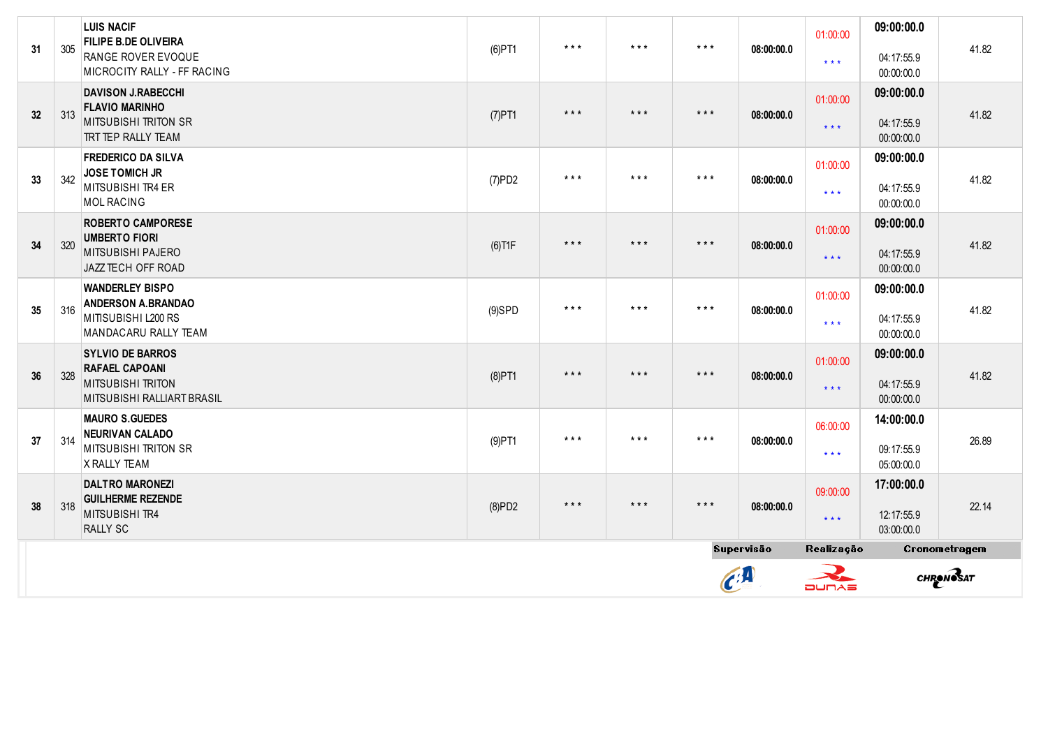| | | | | | | | | | | |
|---|---|---|---|---|---|---|---|---|---|---|
| 31 | 305 | **LUIS NACIF**<br>**FILIPE B.DE OLIVEIRA**<br>RANGE ROVER EVOQUE<br>MICROCITY RALLY - FF RACING | (6)PT1 | * * * | * * * | * * * | 08:00:00.0 | 01:00:00<br>* * * | **09:00:00.0**<br>04:17:55.9<br>00:00:00.0 | 41.82 |
| 32 | 313 | **DAVISON J.RABECCHI**<br>**FLAVIO MARINHO**<br>MITSUBISHI TRITON SR<br>TRT TEP RALLY TEAM | (7)PT1 | * * * | * * * | * * * | 08:00:00.0 | 01:00:00<br>* * * | **09:00:00.0**<br>04:17:55.9<br>00:00:00.0 | 41.82 |
| 33 | 342 | **FREDERICO DA SILVA**<br>**JOSE TOMICH JR**<br>MITSUBISHI TR4 ER<br>MOL RACING | (7)PD2 | * * * | * * * | * * * | 08:00:00.0 | 01:00:00<br>* * * | **09:00:00.0**<br>04:17:55.9<br>00:00:00.0 | 41.82 |
| 34 | 320 | **ROBERTO CAMPORESE**<br>**UMBERTO FIORI**<br>MITSUBISHI PAJERO<br>JAZZ TECH OFF ROAD | (6)T1F | * * * | * * * | * * * | 08:00:00.0 | 01:00:00<br>* * * | **09:00:00.0**<br>04:17:55.9<br>00:00:00.0 | 41.82 |
| 35 | 316 | **WANDERLEY BISPO**<br>**ANDERSON A.BRANDAO**<br>MITISUBISHI L200 RS<br>MANDACARU RALLY TEAM | (9)SPD | * * * | * * * | * * * | 08:00:00.0 | 01:00:00<br>* * * | **09:00:00.0**<br>04:17:55.9<br>00:00:00.0 | 41.82 |
| 36 | 328 | **SYLVIO DE BARROS**<br>**RAFAEL CAPOANI**<br>MITSUBISHI TRITON<br>MITSUBISHI RALLIART BRASIL | (8)PT1 | * * * | * * * | * * * | 08:00:00.0 | 01:00:00<br>* * * | **09:00:00.0**<br>04:17:55.9<br>00:00:00.0 | 41.82 |
| 37 | 314 | **MAURO S.GUEDES**<br>**NEURIVAN CALADO**<br>MITSUBISHI TRITON SR<br>X RALLY TEAM | (9)PT1 | * * * | * * * | * * * | 08:00:00.0 | 06:00:00<br>* * * | **14:00:00.0**<br>09:17:55.9<br>05:00:00.0 | 26.89 |
| 38 | 318 | **DALTRO MARONEZI**<br>**GUILHERME REZENDE**<br>MITSUBISHI TR4<br>RALLY SC | (8)PD2 | * * * | * * * | * * * | 08:00:00.0 | 09:00:00<br>* * * | **17:00:00.0**<br>12:17:55.9<br>03:00:00.0 | 22.14 |

Supervisão | Realização | Cronometragem